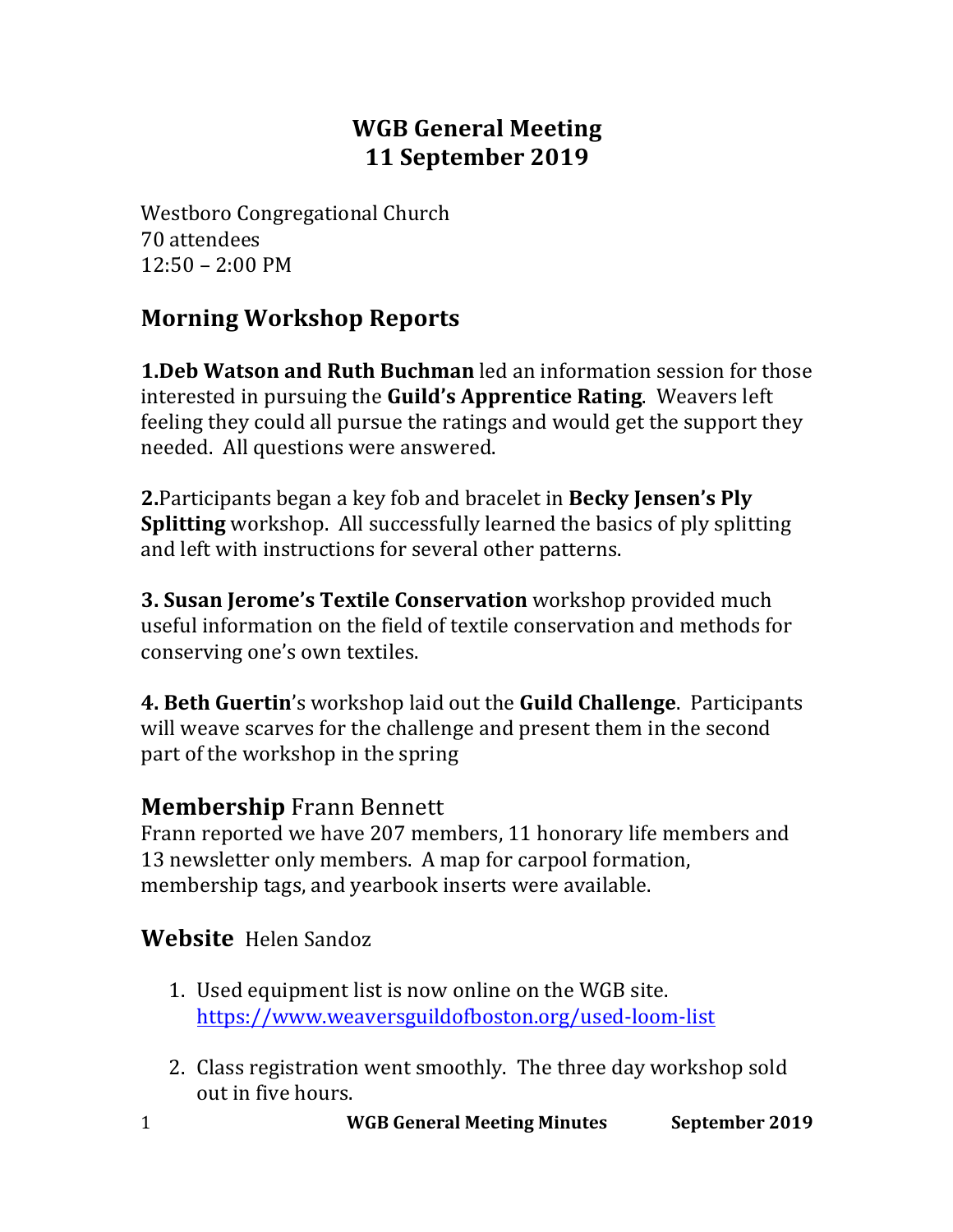# WGB General Meeting
# 11 September 2019

Westboro Congregational Church
70 attendees
12:50 – 2:00 PM

## Morning Workshop Reports

**1.Deb Watson and Ruth Buchman** led an information session for those interested in pursuing the **Guild's Apprentice Rating**. Weavers left feeling they could all pursue the ratings and would get the support they needed. All questions were answered.

**2.**Participants began a key fob and bracelet in **Becky Jensen's Ply Splitting** workshop. All successfully learned the basics of ply splitting and left with instructions for several other patterns.

**3. Susan Jerome's Textile Conservation** workshop provided much useful information on the field of textile conservation and methods for conserving one's own textiles.

**4. Beth Guertin**'s workshop laid out the **Guild Challenge**. Participants will weave scarves for the challenge and present them in the second part of the workshop in the spring

## **Membership** Frann Bennett

Frann reported we have 207 members, 11 honorary life members and 13 newsletter only members. A map for carpool formation, membership tags, and yearbook inserts were available.

## **Website** Helen Sandoz

1. Used equipment list is now online on the WGB site. https://www.weaversguildofboston.org/used-loom-list

2. Class registration went smoothly. The three day workshop sold out in five hours.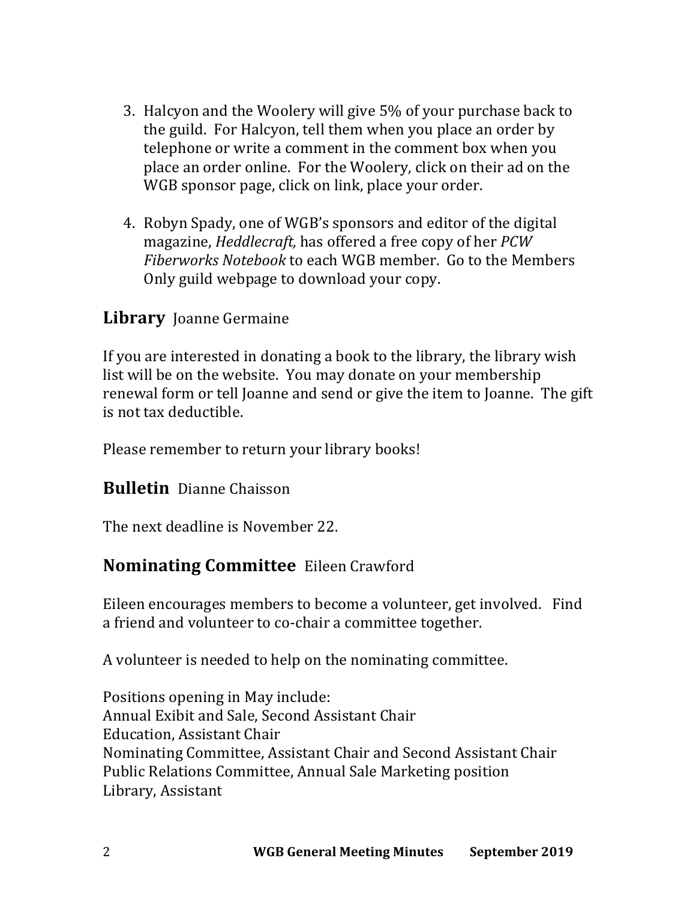3. Halcyon and the Woolery will give 5% of your purchase back to the guild. For Halcyon, tell them when you place an order by telephone or write a comment in the comment box when you place an order online. For the Woolery, click on their ad on the WGB sponsor page, click on link, place your order.

4. Robyn Spady, one of WGB's sponsors and editor of the digital magazine, *Heddlecraft,* has offered a free copy of her *PCW Fiberworks Notebook* to each WGB member. Go to the Members Only guild webpage to download your copy.

## **Library** Joanne Germaine

If you are interested in donating a book to the library, the library wish list will be on the website. You may donate on your membership renewal form or tell Joanne and send or give the item to Joanne. The gift is not tax deductible.

Please remember to return your library books!

## **Bulletin** Dianne Chaisson

The next deadline is November 22.

## **Nominating Committee** Eileen Crawford

Eileen encourages members to become a volunteer, get involved. Find a friend and volunteer to co-chair a committee together.

A volunteer is needed to help on the nominating committee.

Positions opening in May include:
Annual Exibit and Sale, Second Assistant Chair
Education, Assistant Chair
Nominating Committee, Assistant Chair and Second Assistant Chair
Public Relations Committee, Annual Sale Marketing position
Library, Assistant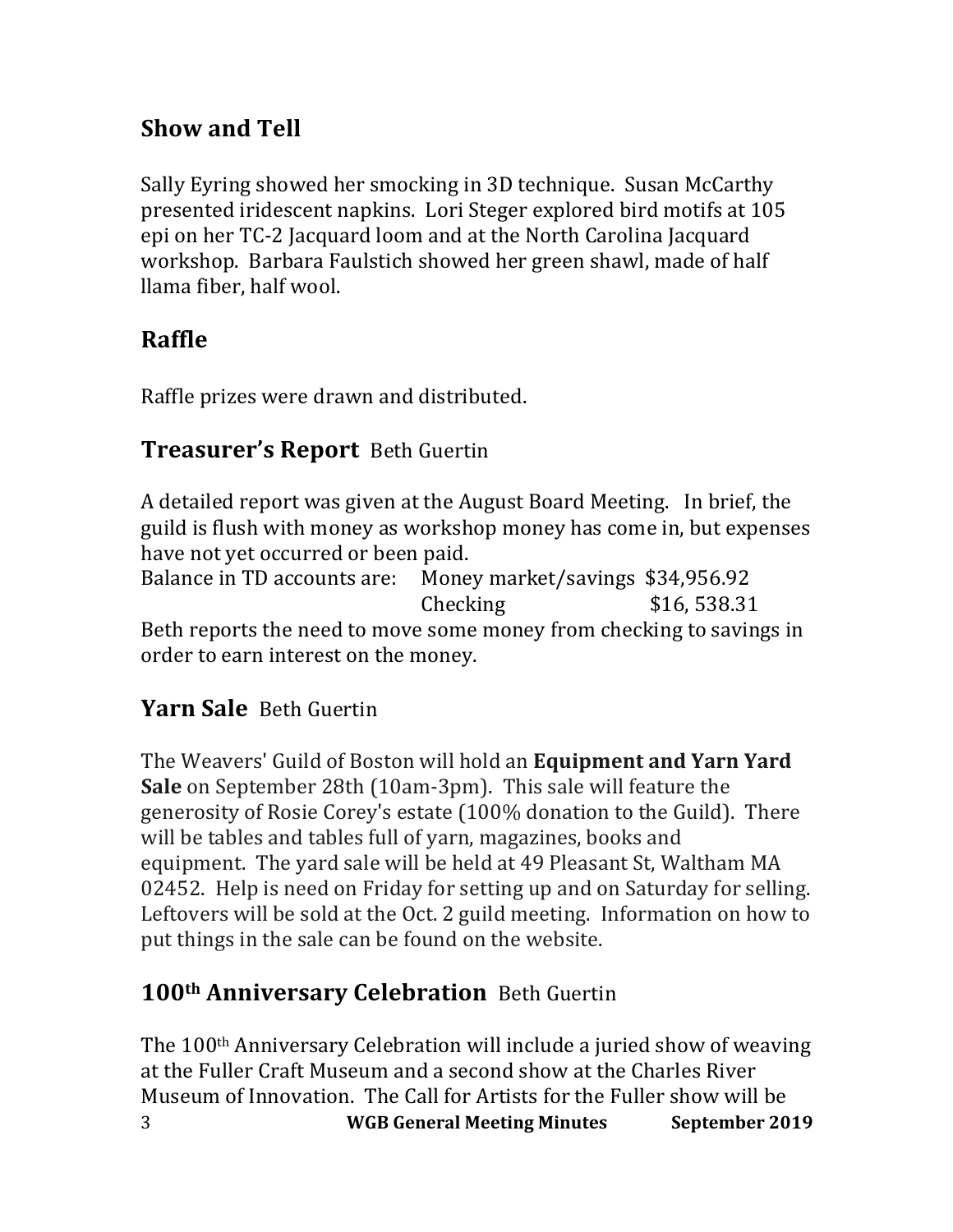## Show and Tell

Sally Eyring showed her smocking in 3D technique. Susan McCarthy presented iridescent napkins. Lori Steger explored bird motifs at 105 epi on her TC-2 Jacquard loom and at the North Carolina Jacquard workshop. Barbara Faulstich showed her green shawl, made of half llama fiber, half wool.

## Raffle

Raffle prizes were drawn and distributed.

## Treasurer's Report  Beth Guertin

A detailed report was given at the August Board Meeting. In brief, the guild is flush with money as workshop money has come in, but expenses have not yet occurred or been paid.

| Balance in TD accounts are: | Money market/savings | $34,956.92 |
| --- | --- | --- |
| | Checking | $16, 538.31 |

Beth reports the need to move some money from checking to savings in order to earn interest on the money.

## Yarn Sale  Beth Guertin

The Weavers' Guild of Boston will hold an **Equipment and Yarn Yard Sale** on September 28th (10am-3pm). This sale will feature the generosity of Rosie Corey's estate (100% donation to the Guild). There will be tables and tables full of yarn, magazines, books and equipment. The yard sale will be held at 49 Pleasant St, Waltham MA 02452. Help is need on Friday for setting up and on Saturday for selling. Leftovers will be sold at the Oct. 2 guild meeting. Information on how to put things in the sale can be found on the website.

## 100th Anniversary Celebration  Beth Guertin

The 100th Anniversary Celebration will include a juried show of weaving at the Fuller Craft Museum and a second show at the Charles River Museum of Innovation. The Call for Artists for the Fuller show will be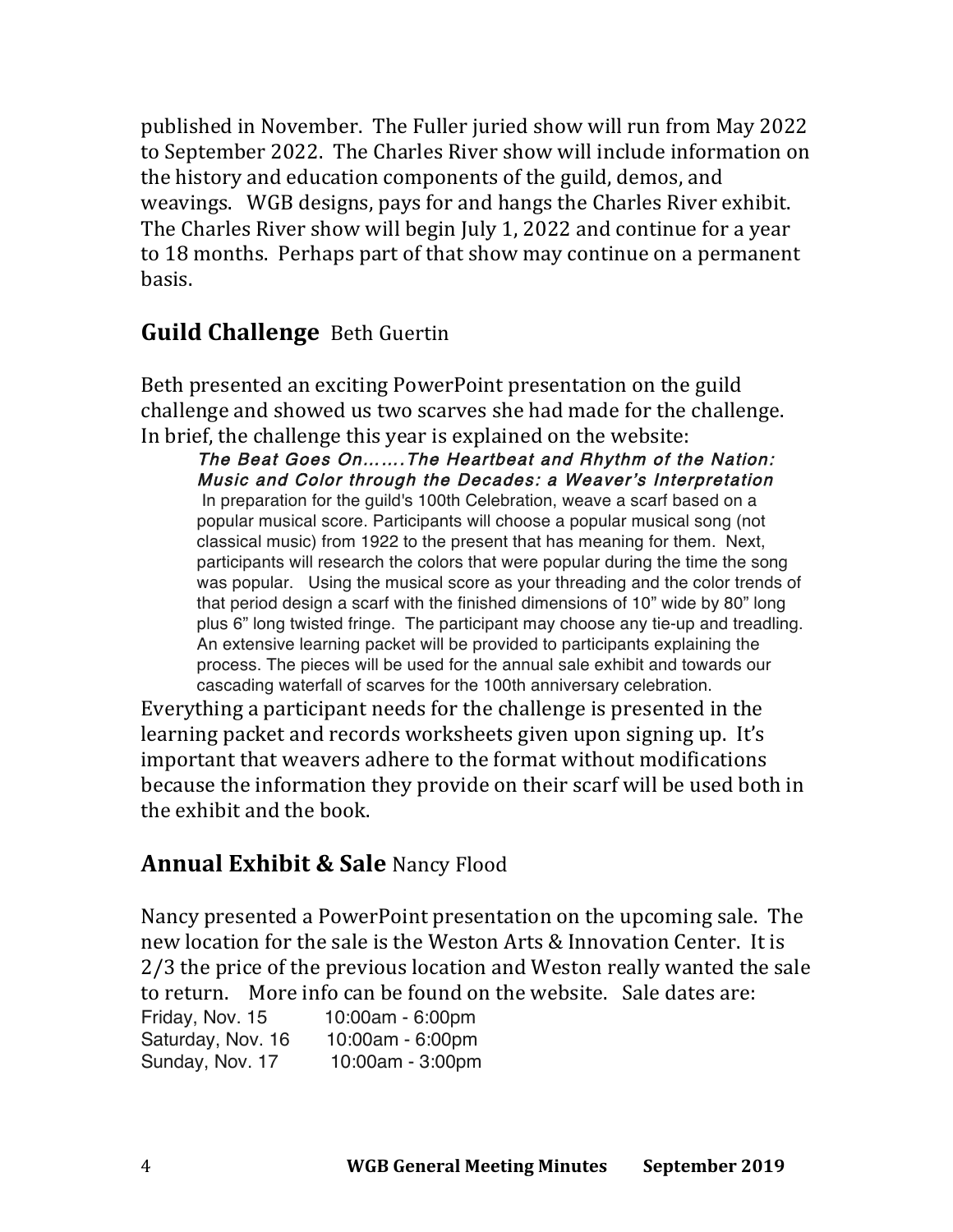published in November. The Fuller juried show will run from May 2022 to September 2022. The Charles River show will include information on the history and education components of the guild, demos, and weavings. WGB designs, pays for and hangs the Charles River exhibit. The Charles River show will begin July 1, 2022 and continue for a year to 18 months. Perhaps part of that show may continue on a permanent basis.

## **Guild Challenge** Beth Guertin

Beth presented an exciting PowerPoint presentation on the guild challenge and showed us two scarves she had made for the challenge. In brief, the challenge this year is explained on the website:

> ***The Beat Goes On…….The Heartbeat and Rhythm of the Nation: Music and Color through the Decades: a Weaver's Interpretation***
> In preparation for the guild's 100th Celebration, weave a scarf based on a popular musical score. Participants will choose a popular musical song (not classical music) from 1922 to the present that has meaning for them. Next, participants will research the colors that were popular during the time the song was popular. Using the musical score as your threading and the color trends of that period design a scarf with the finished dimensions of 10" wide by 80" long plus 6" long twisted fringe. The participant may choose any tie-up and treadling. An extensive learning packet will be provided to participants explaining the process. The pieces will be used for the annual sale exhibit and towards our cascading waterfall of scarves for the 100th anniversary celebration.

Everything a participant needs for the challenge is presented in the learning packet and records worksheets given upon signing up. It's important that weavers adhere to the format without modifications because the information they provide on their scarf will be used both in the exhibit and the book.

## **Annual Exhibit & Sale** Nancy Flood

Nancy presented a PowerPoint presentation on the upcoming sale. The new location for the sale is the Weston Arts & Innovation Center. It is 2/3 the price of the previous location and Weston really wanted the sale to return. More info can be found on the website. Sale dates are:

| | |
|---|---|
| Friday, Nov. 15 | 10:00am - 6:00pm |
| Saturday, Nov. 16 | 10:00am - 6:00pm |
| Sunday, Nov. 17 | 10:00am - 3:00pm |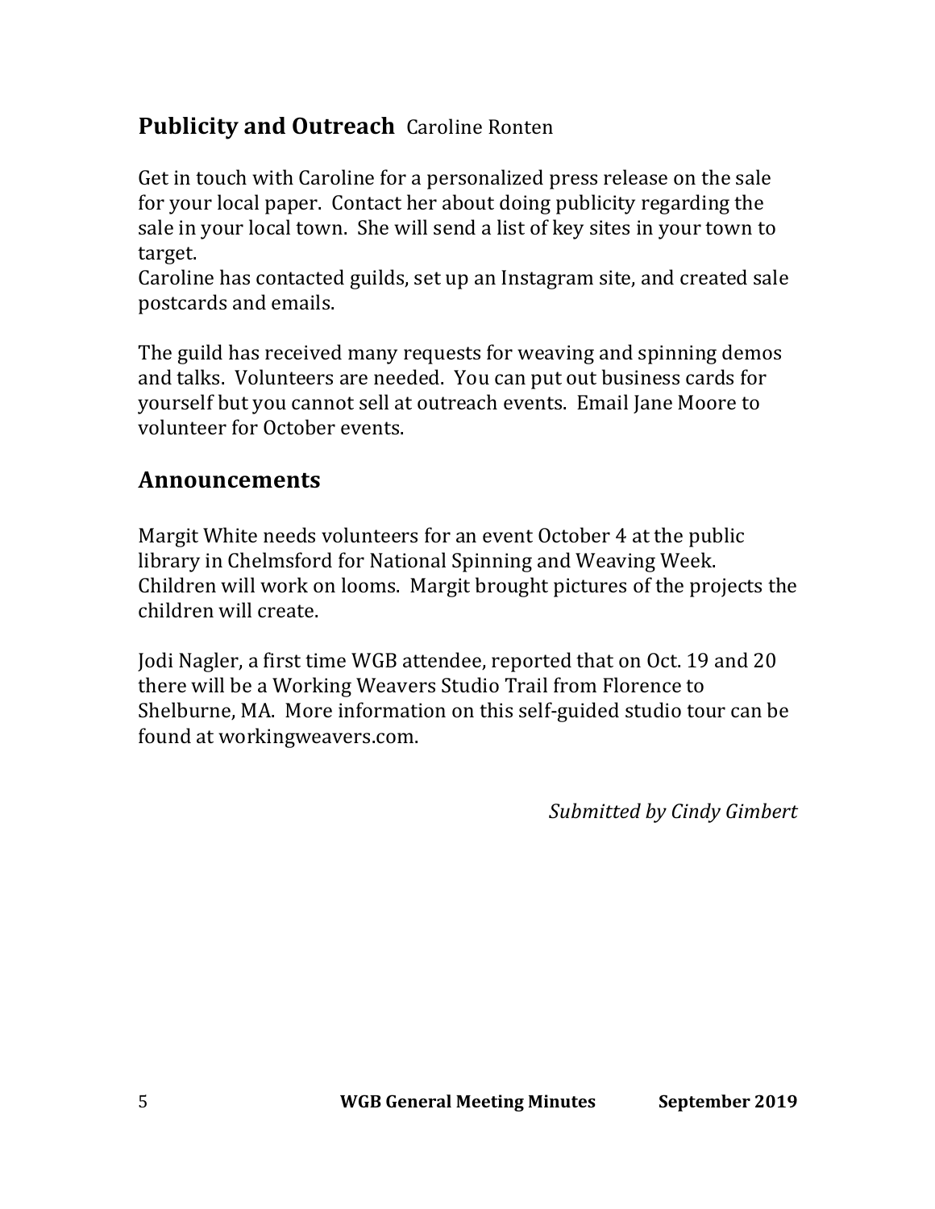## **Publicity and Outreach** Caroline Ronten

Get in touch with Caroline for a personalized press release on the sale for your local paper. Contact her about doing publicity regarding the sale in your local town. She will send a list of key sites in your town to target.
Caroline has contacted guilds, set up an Instagram site, and created sale postcards and emails.

The guild has received many requests for weaving and spinning demos and talks. Volunteers are needed. You can put out business cards for yourself but you cannot sell at outreach events. Email Jane Moore to volunteer for October events.

## **Announcements**

Margit White needs volunteers for an event October 4 at the public library in Chelmsford for National Spinning and Weaving Week. Children will work on looms. Margit brought pictures of the projects the children will create.

Jodi Nagler, a first time WGB attendee, reported that on Oct. 19 and 20 there will be a Working Weavers Studio Trail from Florence to Shelburne, MA. More information on this self-guided studio tour can be found at workingweavers.com.

*Submitted by Cindy Gimbert*